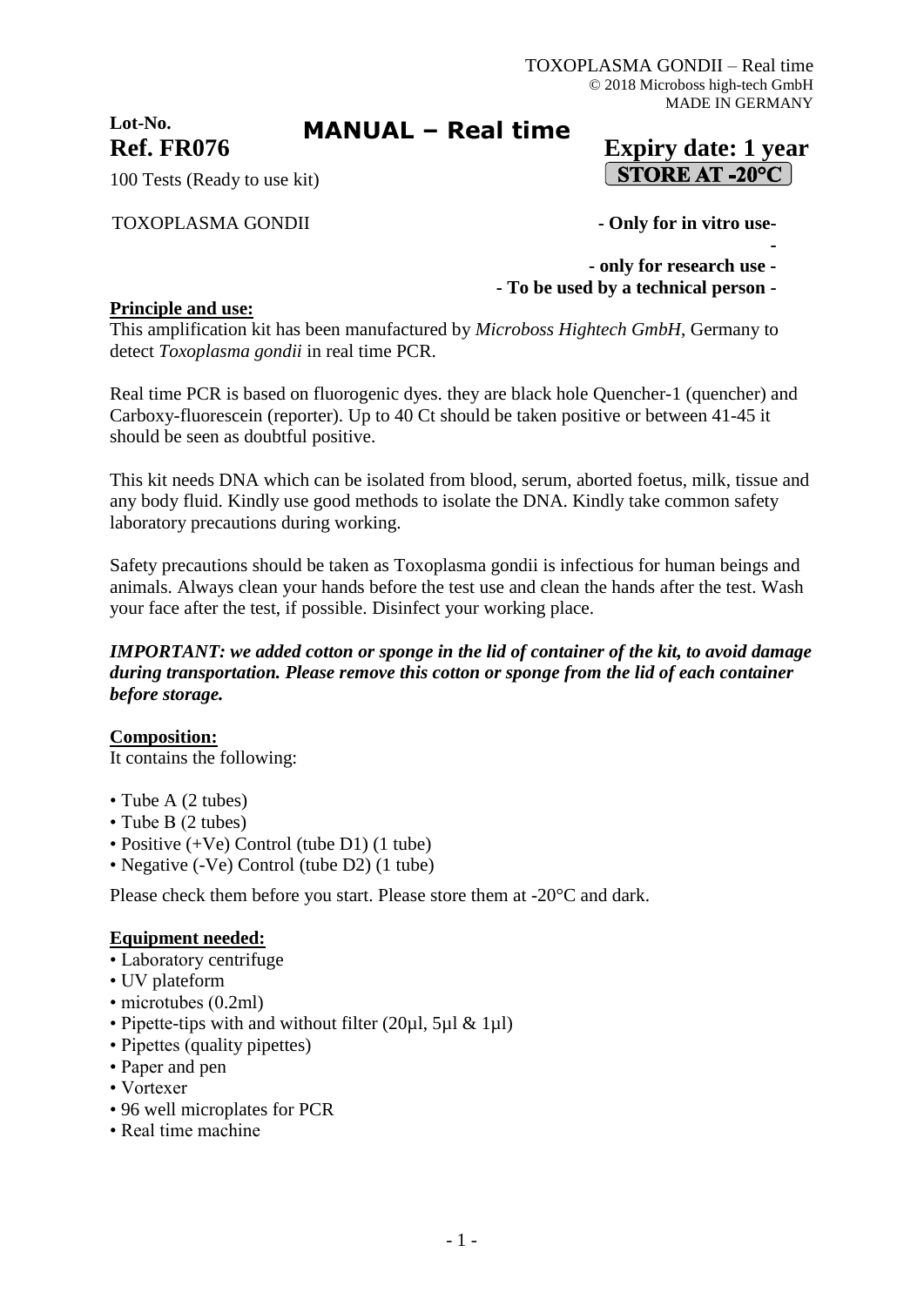TOXOPLASMA GONDII – Real time
© 2018 Microboss high-tech GmbH
MADE IN GERMANY

**Lot-No.**
**Ref. FR076**

# MANUAL – Real time

**Expiry date: 1 year**
**STORE AT -20°C**

100 Tests (Ready to use kit)

TOXOPLASMA GONDII

**- Only for in vitro use-**
**-**
**- only for research use -**
**- To be used by a technical person -**

**Principle and use:**

This amplification kit has been manufactured by *Microboss Hightech GmbH*, Germany to detect *Toxoplasma gondii* in real time PCR.

Real time PCR is based on fluorogenic dyes. they are black hole Quencher-1 (quencher) and Carboxy-fluorescein (reporter). Up to 40 Ct should be taken positive or between 41-45 it should be seen as doubtful positive.

This kit needs DNA which can be isolated from blood, serum, aborted foetus, milk, tissue and any body fluid. Kindly use good methods to isolate the DNA. Kindly take common safety laboratory precautions during working.

Safety precautions should be taken as Toxoplasma gondii is infectious for human beings and animals. Always clean your hands before the test use and clean the hands after the test. Wash your face after the test, if possible. Disinfect your working place.

***IMPORTANT: we added cotton or sponge in the lid of container of the kit, to avoid damage during transportation. Please remove this cotton or sponge from the lid of each container before storage.***

**Composition:**

It contains the following:

- Tube A (2 tubes)
- Tube B (2 tubes)
- Positive (+Ve) Control (tube D1) (1 tube)
- Negative (-Ve) Control (tube D2) (1 tube)

Please check them before you start. Please store them at -20°C and dark.

**Equipment needed:**

- Laboratory centrifuge
- UV plateform
- microtubes (0.2ml)
- Pipette-tips with and without filter (20µl, 5µl & 1µl)
- Pipettes (quality pipettes)
- Paper and pen
- Vortexer
- 96 well microplates for PCR
- Real time machine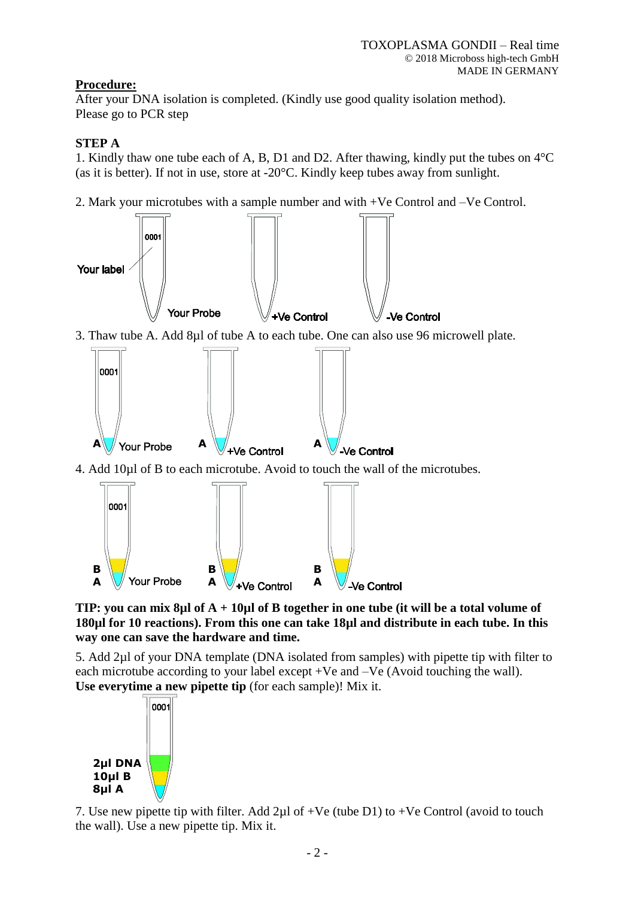**Procedure:**

After your DNA isolation is completed. (Kindly use good quality isolation method).
Please go to PCR step

**STEP A**

1. Kindly thaw one tube each of A, B, D1 and D2. After thawing, kindly put the tubes on 4°C (as it is better). If not in use, store at -20°C. Kindly keep tubes away from sunlight.

2. Mark your microtubes with a sample number and with +Ve Control and –Ve Control.

3. Thaw tube A. Add 8µl of tube A to each tube. One can also use 96 microwell plate.

4. Add 10µl of B to each microtube. Avoid to touch the wall of the microtubes.

**TIP: you can mix 8µl of A + 10µl of B together in one tube (it will be a total volume of 180µl for 10 reactions). From this one can take 18µl and distribute in each tube. In this way one can save the hardware and time.**

5. Add 2µl of your DNA template (DNA isolated from samples) with pipette tip with filter to each microtube according to your label except +Ve and –Ve (Avoid touching the wall). **Use everytime a new pipette tip** (for each sample)! Mix it.

7. Use new pipette tip with filter. Add 2µl of +Ve (tube D1) to +Ve Control (avoid to touch the wall). Use a new pipette tip. Mix it.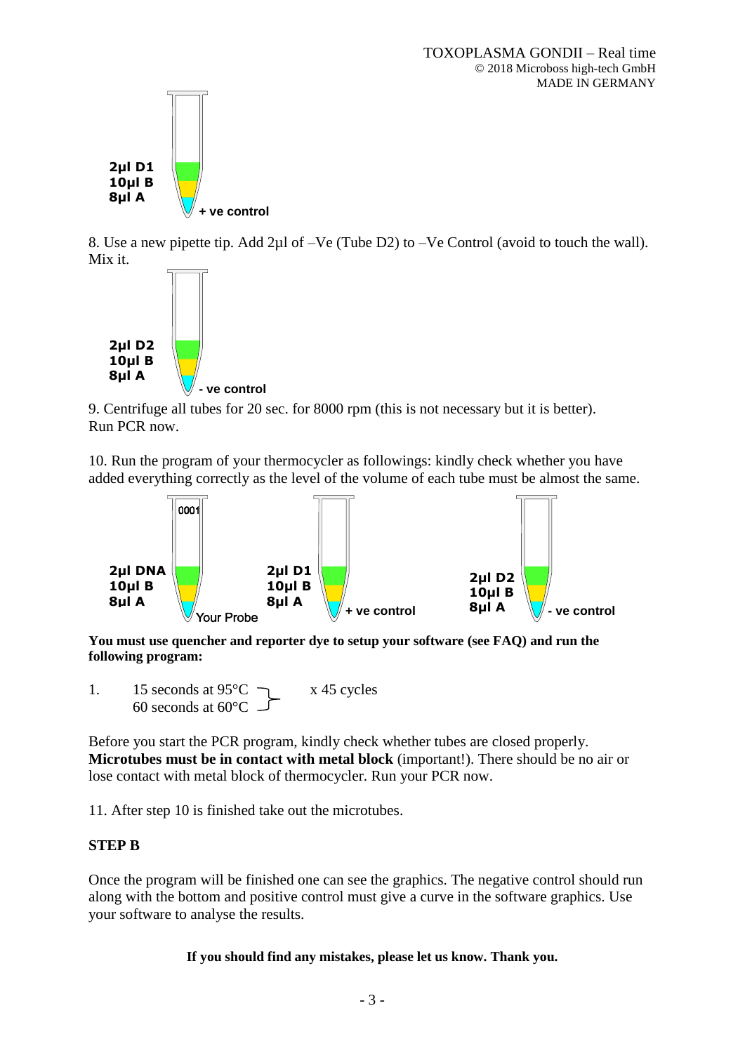2µl D1
10µl B
8µl A

+ ve control

8. Use a new pipette tip. Add 2µl of –Ve (Tube D2) to –Ve Control (avoid to touch the wall). Mix it.

2µl D2
10µl B
8µl A

- ve control

9. Centrifuge all tubes for 20 sec. for 8000 rpm (this is not necessary but it is better). Run PCR now.

10. Run the program of your thermocycler as followings: kindly check whether you have added everything correctly as the level of the volume of each tube must be almost the same.

| Your Probe (0001) | + ve control | - ve control |
| --- | --- | --- |
| 2µl DNA | 2µl D1 | 2µl D2 |
| 10µl B | 10µl B | 10µl B |
| 8µl A | 8µl A | 8µl A |

**You must use quencher and reporter dye to setup your software (see FAQ) and run the following program:**

1. 15 seconds at 95°C
   60 seconds at 60°C — x 45 cycles

Before you start the PCR program, kindly check whether tubes are closed properly. **Microtubes must be in contact with metal block** (important!). There should be no air or lose contact with metal block of thermocycler. Run your PCR now.

11. After step 10 is finished take out the microtubes.

**STEP B**

Once the program will be finished one can see the graphics. The negative control should run along with the bottom and positive control must give a curve in the software graphics. Use your software to analyse the results.

**If you should find any mistakes, please let us know. Thank you.**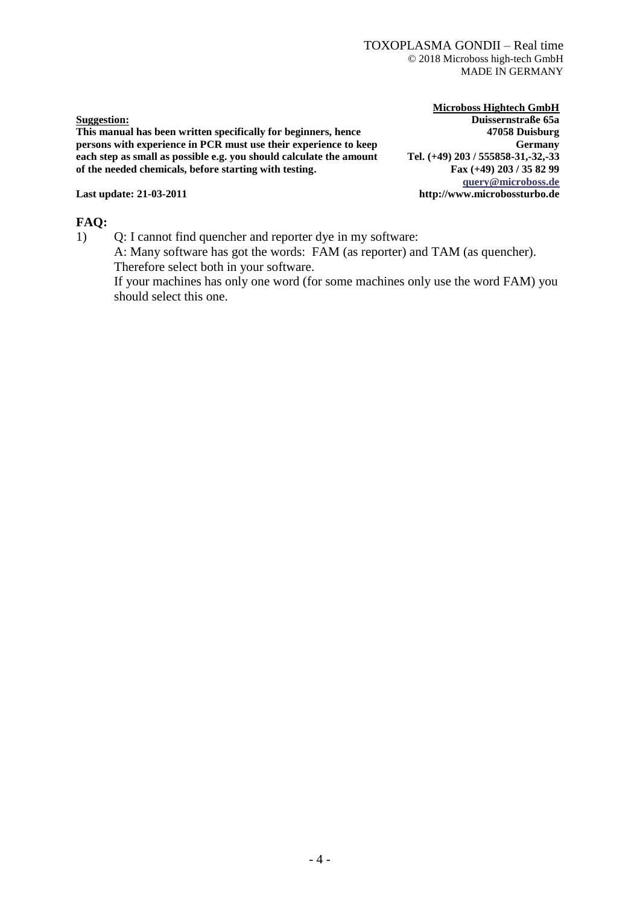**Suggestion:**
**This manual has been written specifically for beginners, hence persons with experience in PCR must use their experience to keep each step as small as possible e.g. you should calculate the amount of the needed chemicals, before starting with testing.**

**Last update: 21-03-2011**

**Microboss Hightech GmbH**
**Duissernstraße 65a**
**47058 Duisburg**
**Germany**
**Tel. (+49) 203 / 555858-31,-32,-33**
**Fax (+49) 203 / 35 82 99**
**query@microboss.de**
**http://www.microbossturbo.de**

## FAQ:

1) Q: I cannot find quencher and reporter dye in my software:
   A: Many software has got the words: FAM (as reporter) and TAM (as quencher). Therefore select both in your software.
   If your machines has only one word (for some machines only use the word FAM) you should select this one.